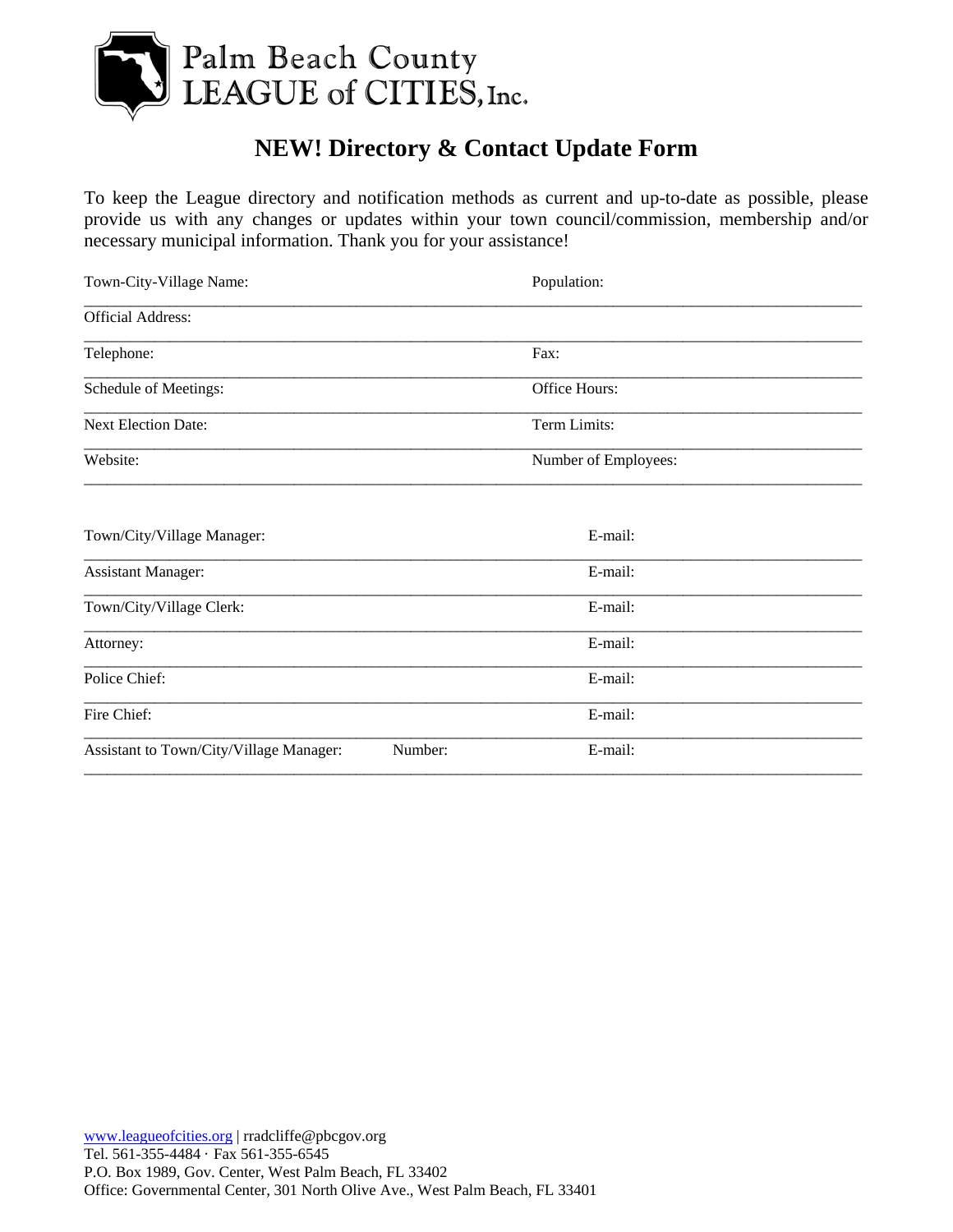Palm Beach County
LEAGUE of CITIES, Inc.

# NEW! Directory & Contact Update Form

To keep the League directory and notification methods as current and up-to-date as possible, please provide us with any changes or updates within your town council/commission, membership and/or necessary municipal information. Thank you for your assistance!

Town-City-Village Name: ______________________ Population: ______________________

Official Address: ______________________________________________

Telephone: ______________________ Fax: ______________________

Schedule of Meetings: ______________________ Office Hours: ______________________

Next Election Date: ______________________ Term Limits: ______________________

Website: ______________________ Number of Employees: ______________________

Town/City/Village Manager: ______________________ E-mail: ______________________

Assistant Manager: ______________________ E-mail: ______________________

Town/City/Village Clerk: ______________________ E-mail: ______________________

Attorney: ______________________ E-mail: ______________________

Police Chief: ______________________ E-mail: ______________________

Fire Chief: ______________________ E-mail: ______________________

Assistant to Town/City/Village Manager: ______________ Number: ______________ E-mail: ______________________

[www.leagueofcities.org](http://www.leagueofcities.org) | rradcliffe@pbcgov.org
Tel. 561-355-4484 · Fax 561-355-6545
P.O. Box 1989, Gov. Center, West Palm Beach, FL 33402
Office: Governmental Center, 301 North Olive Ave., West Palm Beach, FL 33401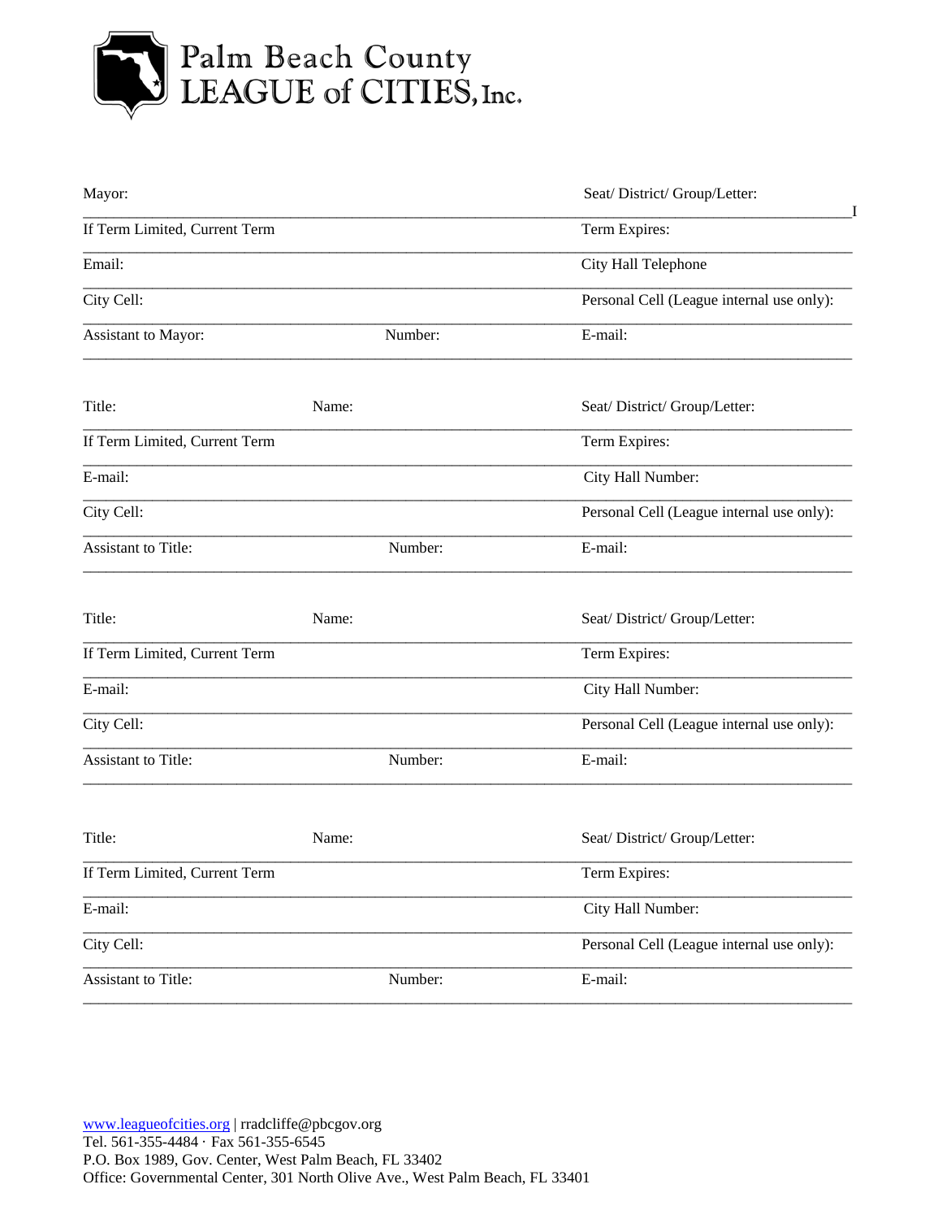# Palm Beach County LEAGUE of CITIES, Inc.

Mayor: Seat/ District/ Group/Letter:

If Term Limited, Current Term Term Expires:

Email: City Hall Telephone

City Cell: Personal Cell (League internal use only):

Assistant to Mayor: Number: E-mail:

---

Title: Name: Seat/ District/ Group/Letter:

If Term Limited, Current Term Term Expires:

E-mail: City Hall Number:

City Cell: Personal Cell (League internal use only):

Assistant to Title: Number: E-mail:

---

Title: Name: Seat/ District/ Group/Letter:

If Term Limited, Current Term Term Expires:

E-mail: City Hall Number:

City Cell: Personal Cell (League internal use only):

Assistant to Title: Number: E-mail:

---

Title: Name: Seat/ District/ Group/Letter:

If Term Limited, Current Term Term Expires:

E-mail: City Hall Number:

City Cell: Personal Cell (League internal use only):

Assistant to Title: Number: E-mail:

---

www.leagueofcities.org | rradcliffe@pbcgov.org
Tel. 561-355-4484 · Fax 561-355-6545
P.O. Box 1989, Gov. Center, West Palm Beach, FL 33402
Office: Governmental Center, 301 North Olive Ave., West Palm Beach, FL 33401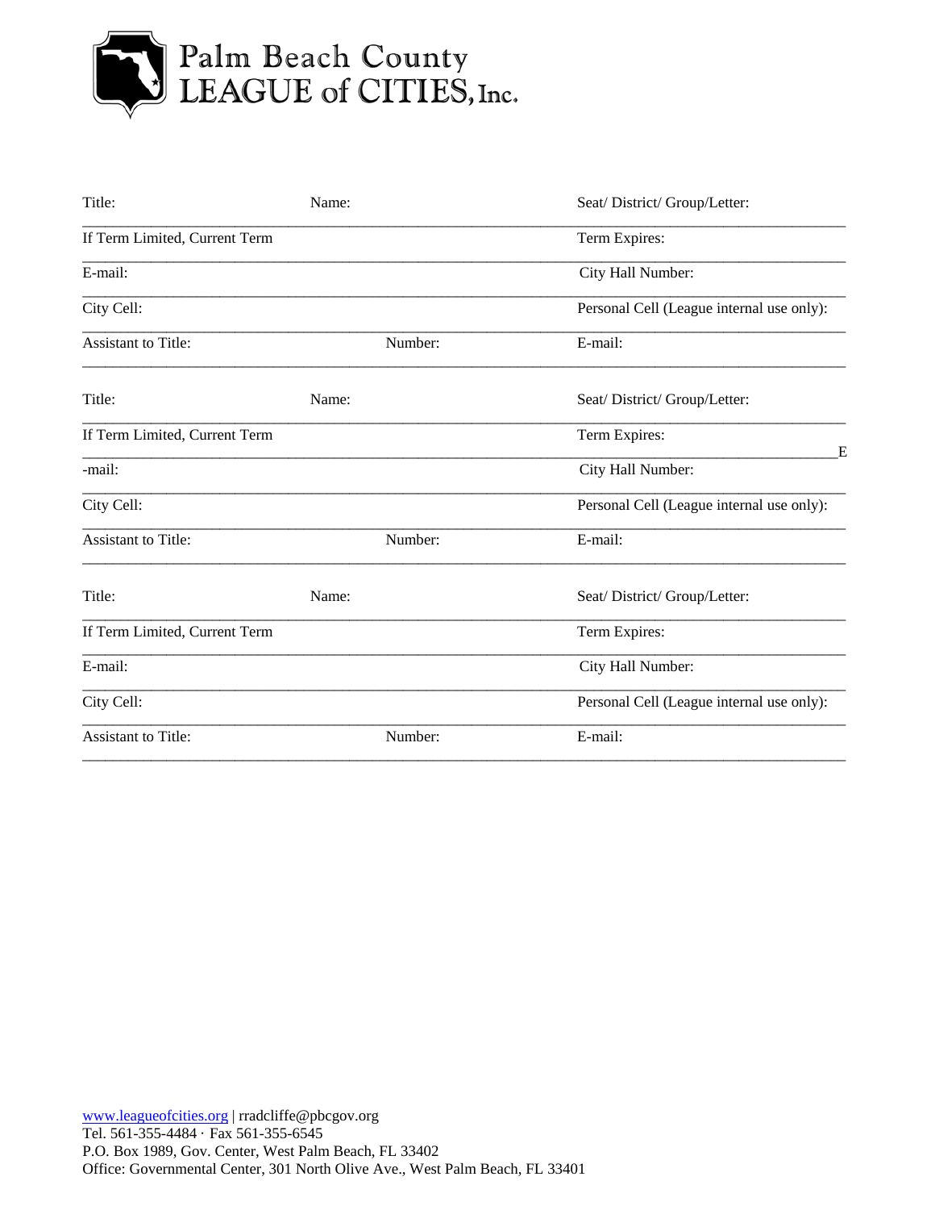Palm Beach County
LEAGUE of CITIES, Inc.

Title: Name: Seat/ District/ Group/Letter:

If Term Limited, Current Term Term Expires:

E-mail: City Hall Number:

City Cell: Personal Cell (League internal use only):

Assistant to Title: Number: E-mail:

Title: Name: Seat/ District/ Group/Letter:

If Term Limited, Current Term Term Expires:

E

-mail: City Hall Number:

City Cell: Personal Cell (League internal use only):

Assistant to Title: Number: E-mail:

Title: Name: Seat/ District/ Group/Letter:

If Term Limited, Current Term Term Expires:

E-mail: City Hall Number:

City Cell: Personal Cell (League internal use only):

Assistant to Title: Number: E-mail:

[www.leagueofcities.org](http://www.leagueofcities.org) | rradcliffe@pbcgov.org
Tel. 561-355-4484 · Fax 561-355-6545
P.O. Box 1989, Gov. Center, West Palm Beach, FL 33402
Office: Governmental Center, 301 North Olive Ave., West Palm Beach, FL 33401